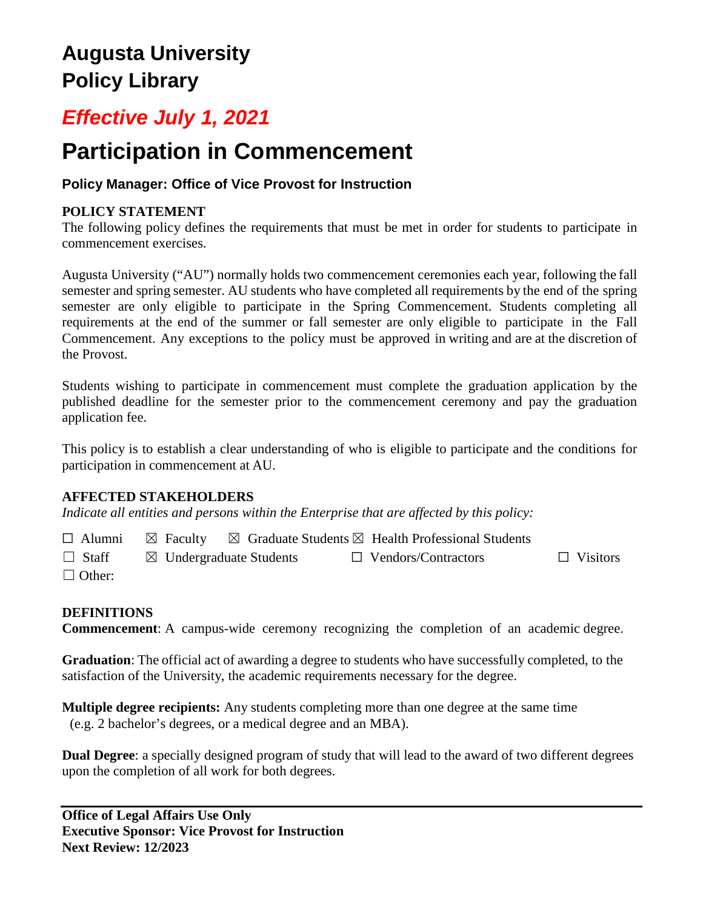# Augusta University
# Policy Library

## *Effective July 1, 2021*

# Participation in Commencement

**Policy Manager: Office of Vice Provost for Instruction**

**POLICY STATEMENT**

The following policy defines the requirements that must be met in order for students to participate in commencement exercises.

Augusta University ("AU") normally holds two commencement ceremonies each year, following the fall semester and spring semester. AU students who have completed all requirements by the end of the spring semester are only eligible to participate in the Spring Commencement. Students completing all requirements at the end of the summer or fall semester are only eligible to participate in the Fall Commencement. Any exceptions to the policy must be approved in writing and are at the discretion of the Provost.

Students wishing to participate in commencement must complete the graduation application by the published deadline for the semester prior to the commencement ceremony and pay the graduation application fee.

This policy is to establish a clear understanding of who is eligible to participate and the conditions for participation in commencement at AU.

**AFFECTED STAKEHOLDERS**

*Indicate all entities and persons within the Enterprise that are affected by this policy:*

☐ Alumni ☒ Faculty ☒ Graduate Students ☒ Health Professional Students
☐ Staff ☒ Undergraduate Students ☐ Vendors/Contractors ☐ Visitors
☐ Other:

**DEFINITIONS**

**Commencement**: A campus-wide ceremony recognizing the completion of an academic degree.

**Graduation**: The official act of awarding a degree to students who have successfully completed, to the satisfaction of the University, the academic requirements necessary for the degree.

**Multiple degree recipients:** Any students completing more than one degree at the same time (e.g. 2 bachelor's degrees, or a medical degree and an MBA).

**Dual Degree**: a specially designed program of study that will lead to the award of two different degrees upon the completion of all work for both degrees.

**Office of Legal Affairs Use Only**
**Executive Sponsor: Vice Provost for Instruction**
**Next Review: 12/2023**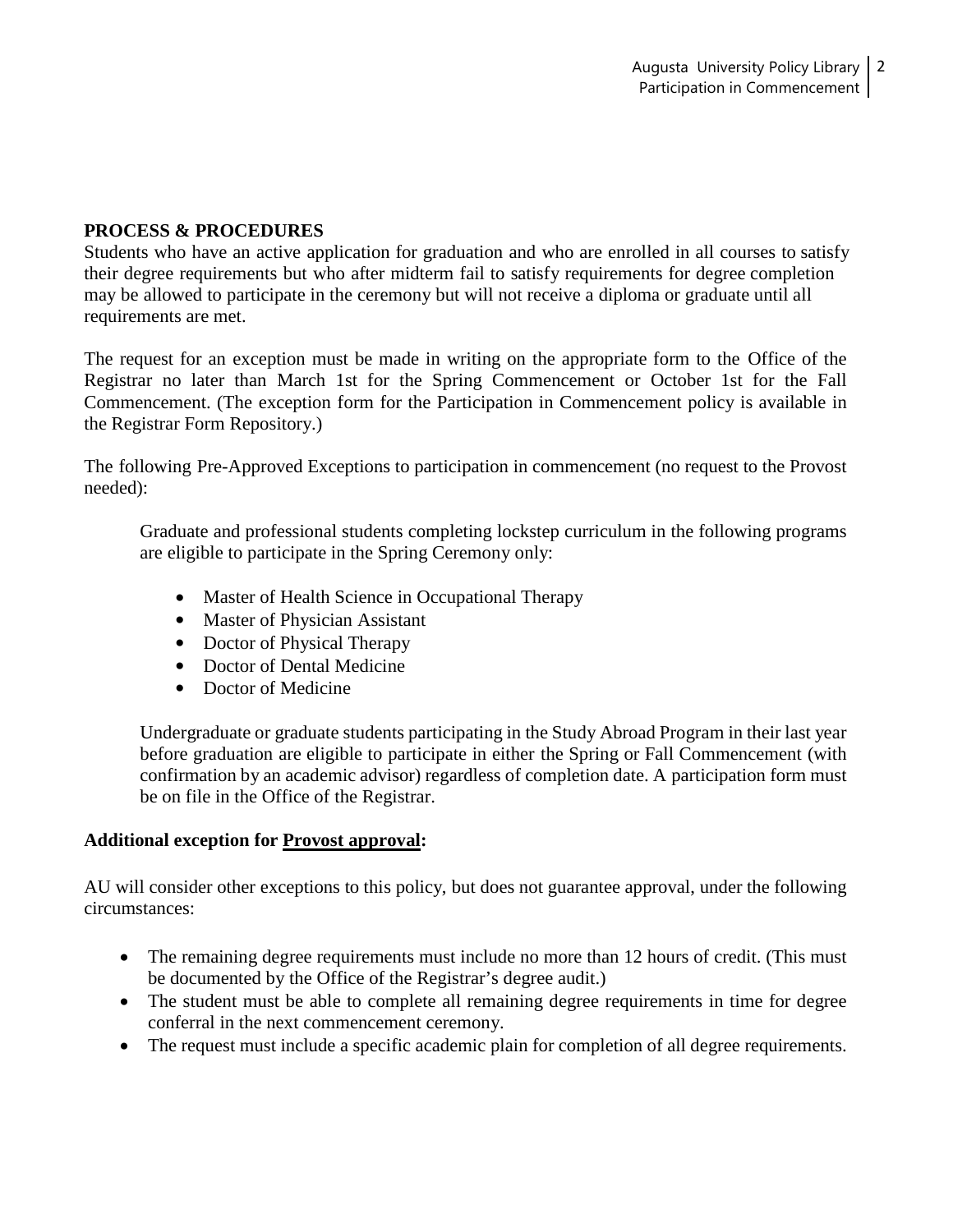**PROCESS & PROCEDURES**

Students who have an active application for graduation and who are enrolled in all courses to satisfy their degree requirements but who after midterm fail to satisfy requirements for degree completion may be allowed to participate in the ceremony but will not receive a diploma or graduate until all requirements are met.

The request for an exception must be made in writing on the appropriate form to the Office of the Registrar no later than March 1st for the Spring Commencement or October 1st for the Fall Commencement. (The exception form for the Participation in Commencement policy is available in the Registrar Form Repository.)

The following Pre-Approved Exceptions to participation in commencement (no request to the Provost needed):

> Graduate and professional students completing lockstep curriculum in the following programs are eligible to participate in the Spring Ceremony only:
>
> - Master of Health Science in Occupational Therapy
> - Master of Physician Assistant
> - Doctor of Physical Therapy
> - Doctor of Dental Medicine
> - Doctor of Medicine
>
> Undergraduate or graduate students participating in the Study Abroad Program in their last year before graduation are eligible to participate in either the Spring or Fall Commencement (with confirmation by an academic advisor) regardless of completion date. A participation form must be on file in the Office of the Registrar.

**Additional exception for Provost approval:**

AU will consider other exceptions to this policy, but does not guarantee approval, under the following circumstances:

- The remaining degree requirements must include no more than 12 hours of credit. (This must be documented by the Office of the Registrar's degree audit.)
- The student must be able to complete all remaining degree requirements in time for degree conferral in the next commencement ceremony.
- The request must include a specific academic plain for completion of all degree requirements.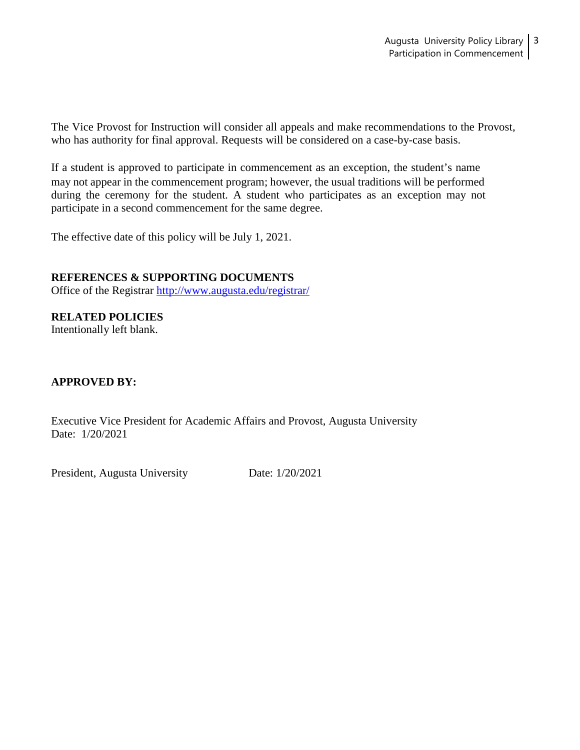The Vice Provost for Instruction will consider all appeals and make recommendations to the Provost, who has authority for final approval. Requests will be considered on a case-by-case basis.

If a student is approved to participate in commencement as an exception, the student's name may not appear in the commencement program; however, the usual traditions will be performed during the ceremony for the student. A student who participates as an exception may not participate in a second commencement for the same degree.

The effective date of this policy will be July 1, 2021.

**REFERENCES & SUPPORTING DOCUMENTS**

Office of the Registrar http://www.augusta.edu/registrar/

**RELATED POLICIES**

Intentionally left blank.

**APPROVED BY:**

Executive Vice President for Academic Affairs and Provost, Augusta University
Date: 1/20/2021

President, Augusta University Date: 1/20/2021